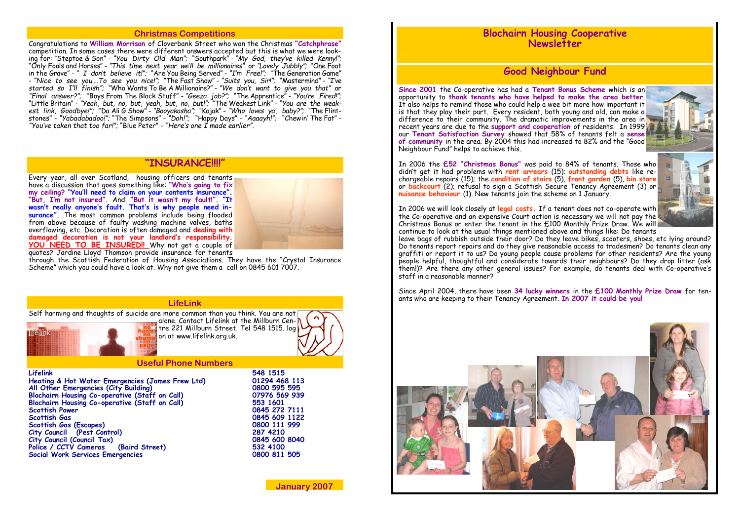# Blochairn Housing Cooperative Newsletter

## Good Neighbour Fund

**Since 2001** the Co-operative has had a **Tenant Bonus Scheme** which is an opportunity to **thank tenants who have helped to make the area better**. It also helps to remind those who could help a wee bit more how important it is that they play their part. Every resident, both young and old, can make a difference to their community. The dramatic improvements in the area in recent years are due to the **support and cooperation** of residents. In 1999 our **Tenant Satisfaction Survey** showed that 58% of tenants felt a **sense of community** in the area. By 2004 this had increased to 82% and the "Good Neighbour Fund" helps to achieve this.

In 2006 the **£52 "Christmas Bonus"** was paid to 84% of tenants. Those who didn't get it had problems with **rent arrears** (15); **outstanding debts** like re-chargeable repairs (15); the **condition of stairs** (5), **front garden** (5), **bin store** or **backcourt** (2); refusal to sign a Scottish Secure Tenancy Agreement (3) or **nuisance behaviour** (1). New tenants join the scheme on 1 January.

In 2006 we will look closely at **legal costs**. If a tenant does not co-operate with the Co-operative and an expensive Court action is necessary we will not pay the Christmas Bonus or enter the tenant in the £100 Monthly Prize Draw. We will continue to look at the usual things mentioned above and things like: Do tenants leave bags of rubbish outside their door? Do they leave bikes, scooters, shoes, etc lying around? Do tenants report repairs and do they give reasonable access to tradesmen? Do tenants clean any graffiti or report it to us? Do young people cause problems for other residents? Are the young people helpful, thoughtful and considerate towards their neighbours? Do they drop litter (ask them!)? Are there any other general issues? For example, do tenants deal with Co-operative's staff in a reasonable manner?

Since April 2004, there have been **34 lucky winners** in the **£100 Monthly Prize Draw** for tenants who are keeping to their Tenancy Agreement. **In 2007 it could be you!**

## Christmas Competitions

Congratulations to **William Morrison** of Cloverbank Street who won the Christmas **"Catchphrase"** competition. In some cases there were different answers accepted but this is what we were looking for: "Steptoe & Son" - *"You Dirty Old Man"*; "Southpark" - *"My God, they've killed Kenny!"*; "Only Fools and Horses" - *"This time next year we'll be millionaires"* or *"Lovely Jubbly"*; "One Foot in the Grave" - *" I don't believe it!"*; "Are You Being Served" - *"I'm Free!"*; "The Generation Game" - *"Nice to see you….To see you nice!"*; "The Fast Show" - *"Suits you, Sir!"*; "Mastermind" - *"I've started so I'll finish"*; "Who Wants To Be A Millionaire?" - *"We don't want to give you that" or "Final answer?"*; "Boys From The Black Stuff" - *"Geeza job?"*; "The Apprentice" - *"You're Fired!"*; "Little Britain" - *"Yeah, but, no, but, yeah, but, no, but!"*; "The Weakest Link" - *"You are the weakest link, Goodbye!"*; "Da Ali G Show" - *"Booyakasha"*; "Kojak" - *"Who loves ya', baby?"*; "The Flintstones" - *"Yabadabadoo!"*; "The Simpsons" - *"Doh!"*; "Happy Days" - *"Aaaayh!"*; "Chewin' The Fat" - *"You've taken that too far!"*; "Blue Peter" - *"Here's one I made earlier"*.

## "INSURANCE!!!!"

Every year, all over Scotland, housing officers and tenants have a discussion that goes something like: **"Who's going to fix my ceiling? "You'll need to claim on your contents insurance". "But, I'm not insured"**. And: **"But it wasn't my fault!". "It wasn't really anyone's fault. That's why people need insurance"**. The most common problems include being flooded from above because of faulty washing machine valves, baths overflowing, etc. Decoration is often damaged and **dealing with damaged decoration is not your landlord's responsibility. YOU NEED TO BE INSURED!!** Why not get a couple of quotes? Jardine Lloyd Thomson provide insurance for tenants through the Scottish Federation of Housing Associations. They have the "Crystal Insurance Scheme" which you could have a look at. Why not give them a call on 0845 601 7007.

## LifeLink

Self harming and thoughts of suicide are more common than you think. You are not alone. Contact Lifelink at the Millburn Centre 221 Millburn Street. Tel 548 1515. log on at www.lifelink.org.uk.

## Useful Phone Numbers

| | |
|---|---|
| **Lifelink** | **548 1515** |
| **Heating & Hot Water Emergencies (James Frew Ltd)** | **01294 468 113** |
| **All Other Emergencies (City Building)** | **0800 595 595** |
| **Blochairn Housing Co-operative (Staff on Call)** | **07976 569 939** |
| **Blochairn Housing Co-operative (Staff on Call)** | **553 1601** |
| **Scottish Power** | **0845 272 7111** |
| **Scottish Gas** | **0845 609 1122** |
| **Scottish Gas (Escapes)** | **0800 111 999** |
| **City Council (Pest Control)** | **287 4210** |
| **City Council (Council Tax)** | **0845 600 8040** |
| **Police / CCTV Cameras (Baird Street)** | **532 4100** |
| **Social Work Services Emergencies** | **0800 811 505** |

**January 2007**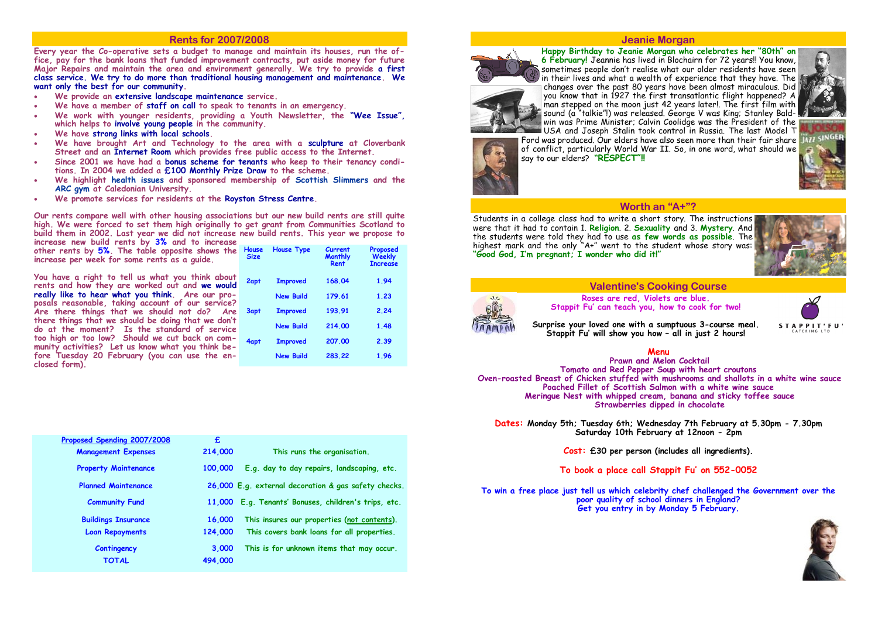## Rents for 2007/2008

Every year the Co-operative sets a budget to manage and maintain its houses, run the office, pay for the bank loans that funded improvement contracts, put aside money for future Major Repairs and maintain the area and environment generally. We try to provide **a first class service. We try to do more than traditional housing management and maintenance. We want only the best for our community.**

- We provide an **extensive landscape maintenance** service.
- We have a member of **staff on call** to speak to tenants in an emergency.
- We work with younger residents, providing a Youth Newsletter, the **"Wee Issue"**, which helps to **involve young people** in the community.
- We have **strong links with local schools**.
- We have brought Art and Technology to the area with a **sculpture** at Cloverbank Street and an **Internet Room** which provides free public access to the Internet.
- Since 2001 we have had a **bonus scheme for tenants** who keep to their tenancy conditions. In 2004 we added a **£100 Monthly Prize Draw** to the scheme.
- We highlight **health issues** and sponsored membership of **Scottish Slimmers** and the **ARC gym** at Caledonian University.
- We promote services for residents at the **Royston Stress Centre**.

Our rents compare well with other housing associations but our new build rents are still quite high. We were forced to set them high originally to get grant from Communities Scotland to build them in 2002. Last year we did not increase new build rents. This year we propose to increase new build rents by **3%** and to increase other rents by **5%**. The table opposite shows the increase per week for some rents as a guide.

| House Size | House Type | Current Monthly Rent | Proposed Weekly Increase |
|---|---|---|---|
| 2apt | Improved | 168.04 | 1.94 |
| | New Build | 179.61 | 1.23 |
| 3apt | Improved | 193.91 | 2.24 |
| | New Build | 214.00 | 1.48 |
| 4apt | Improved | 207.00 | 2.39 |
| | New Build | 283.22 | 1.96 |

You have a right to tell us what you think about rents and how they are worked out and **we would really like to hear what you think**. Are our proposals reasonable, taking account of our service? Are there things that we should not do? Are there things that we should be doing that we don't do at the moment? Is the standard of service too high or too low? Should we cut back on community activities? Let us know what you think before Tuesday 20 February (you can use the enclosed form).

| Proposed Spending 2007/2008 | £ | |
|---|---|---|
| Management Expenses | 214,000 | This runs the organisation. |
| Property Maintenance | 100,000 | E.g. day to day repairs, landscaping, etc. |
| Planned Maintenance | 26,000 | E.g. external decoration & gas safety checks. |
| Community Fund | 11,000 | E.g. Tenants' Bonuses, children's trips, etc. |
| Buildings Insurance | 16,000 | This insures our properties (not contents). |
| Loan Repayments | 124,000 | This covers bank loans for all properties. |
| Contingency | 3,000 | This is for unknown items that may occur. |
| TOTAL | 494,000 | |

## Jeanie Morgan

**Happy Birthday to Jeanie Morgan who celebrates her "80th" on 6 February!** Jeannie has lived in Blochairn for 72 years!! You know, sometimes people don't realise what our older residents have seen in their lives and what a wealth of experience that they have. The changes over the past 80 years have been almost miraculous. Did you know that in 1927 the first transatlantic flight happened? A man stepped on the moon just 42 years later!. The first film with sound (a "talkie"!) was released. George V was King; Stanley Baldwin was Prime Minister; Calvin Coolidge was the President of the USA and Joseph Stalin took control in Russia. The last Model T Ford was produced. Our elders have also seen more than their fair share of conflict, particularly World War II. So, in one word, what should we say to our elders? **"RESPECT"!!**

## Worth an "A+"?

Students in a college class had to write a short story. The instructions were that it had to contain 1. **Religion**. 2. **Sexuality** and 3. **Mystery**. And the students were told they had to use **as few words as possible**. The highest mark and the only "A+" went to the student whose story was: **"Good God, I'm pregnant; I wonder who did it!"**

## Valentine's Cooking Course

**Roses are red, Violets are blue.**
**Stappit Fu' can teach you, how to cook for two!**

**Surprise your loved one with a sumptuous 3-course meal. Stappit Fu' will show you how – all in just 2 hours!**

STAPPIT'FU' CATERING LTD

**Menu**

Prawn and Melon Cocktail
Tomato and Red Pepper Soup with heart croutons
Oven-roasted Breast of Chicken stuffed with mushrooms and shallots in a white wine sauce
Poached Fillet of Scottish Salmon with a white wine sauce
Meringue Nest with whipped cream, banana and sticky toffee sauce
Strawberries dipped in chocolate

**Dates:** Monday 5th; Tuesday 6th; Wednesday 7th February at 5.30pm - 7.30pm
Saturday 10th February at 12noon - 2pm

**Cost:** £30 per person (includes all ingredients).

**To book a place call Stappit Fu' on 552-0052**

**To win a free place just tell us which celebrity chef challenged the Government over the poor quality of school dinners in England? Get you entry in by Monday 5 February.**